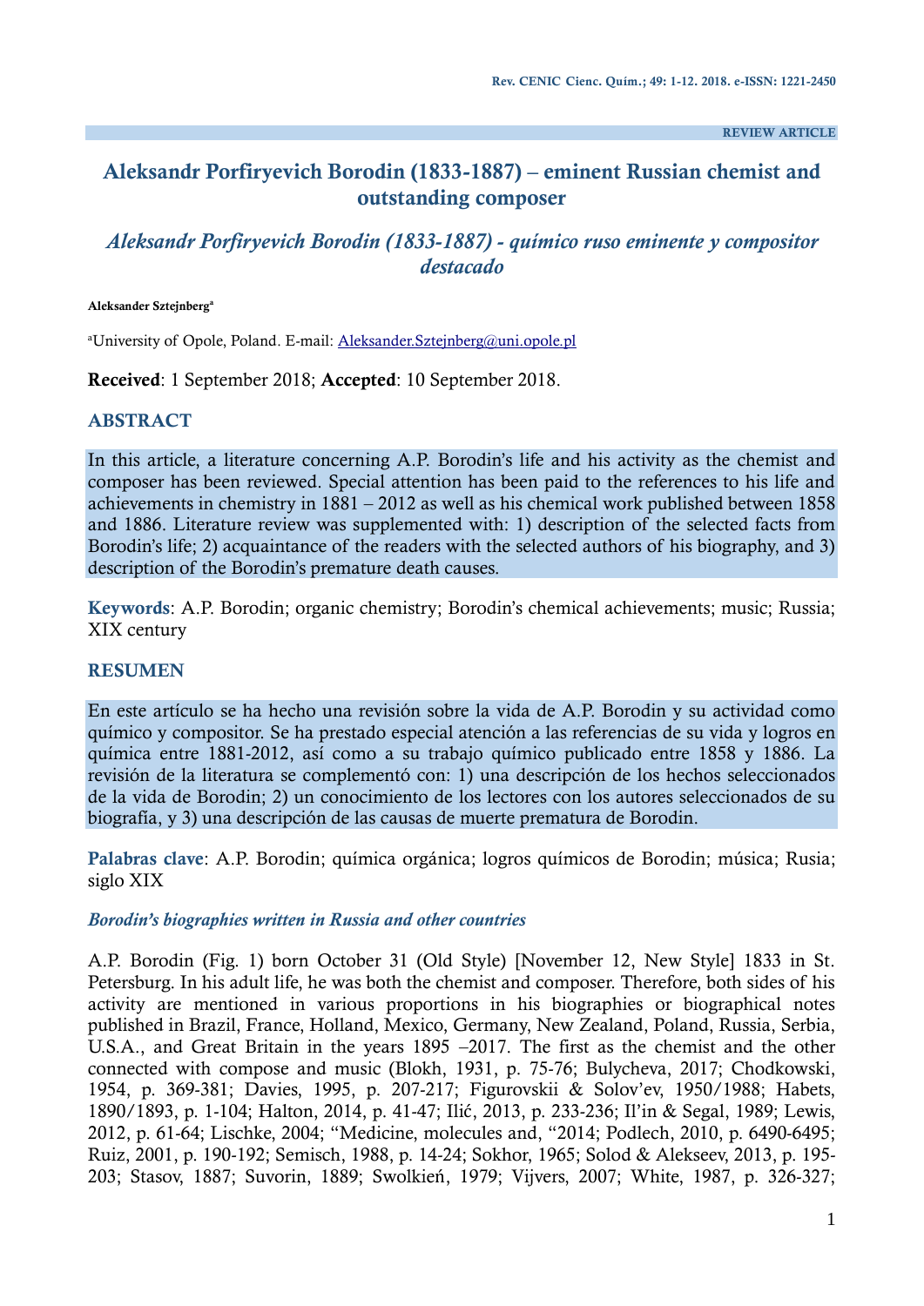REVIEW ARTICLE

# Aleksandr Porfiryevich Borodin (1833-1887) – eminent Russian chemist and outstanding composer

## *Aleksandr Porfiryevich Borodin (1833-1887) - químico ruso eminente y compositor destacado*

**Aleksander Sztejnberg**[a]

[a]University of Opole, Poland. E-mail: Aleksander.Sztejnberg@uni.opole.pl

**Received**: 1 September 2018; **Accepted**: 10 September 2018.

## ABSTRACT

In this article, a literature concerning A.P. Borodin's life and his activity as the chemist and composer has been reviewed. Special attention has been paid to the references to his life and achievements in chemistry in 1881 – 2012 as well as his chemical work published between 1858 and 1886. Literature review was supplemented with: 1) description of the selected facts from Borodin's life; 2) acquaintance of the readers with the selected authors of his biography, and 3) description of the Borodin's premature death causes.

**Keywords**: A.P. Borodin; organic chemistry; Borodin's chemical achievements; music; Russia; XIX century

## RESUMEN

En este artículo se ha hecho una revisión sobre la vida de A.P. Borodin y su actividad como químico y compositor. Se ha prestado especial atención a las referencias de su vida y logros en química entre 1881-2012, así como a su trabajo químico publicado entre 1858 y 1886. La revisión de la literatura se complementó con: 1) una descripción de los hechos seleccionados de la vida de Borodin; 2) un conocimiento de los lectores con los autores seleccionados de su biografía, y 3) una descripción de las causas de muerte prematura de Borodin.

**Palabras clave**: A.P. Borodin; química orgánica; logros químicos de Borodin; música; Rusia; siglo XIX

### *Borodin's biographies written in Russia and other countries*

A.P. Borodin (Fig. 1) born October 31 (Old Style) [November 12, New Style] 1833 in St. Petersburg. In his adult life, he was both the chemist and composer. Therefore, both sides of his activity are mentioned in various proportions in his biographies or biographical notes published in Brazil, France, Holland, Mexico, Germany, New Zealand, Poland, Russia, Serbia, U.S.A., and Great Britain in the years 1895 –2017. The first as the chemist and the other connected with compose and music (Blokh, 1931, p. 75-76; Bulycheva, 2017; Chodkowski, 1954, p. 369-381; Davies, 1995, p. 207-217; Figurovskii & Solov'ev, 1950/1988; Habets, 1890/1893, p. 1-104; Halton, 2014, p. 41-47; Ilić, 2013, p. 233-236; Il'in & Segal, 1989; Lewis, 2012, p. 61-64; Lischke, 2004; "Medicine, molecules and, "2014; Podlech, 2010, p. 6490-6495; Ruiz, 2001, p. 190-192; Semisch, 1988, p. 14-24; Sokhor, 1965; Solod & Alekseev, 2013, p. 195-203; Stasov, 1887; Suvorin, 1889; Swolkień, 1979; Vijvers, 2007; White, 1987, p. 326-327;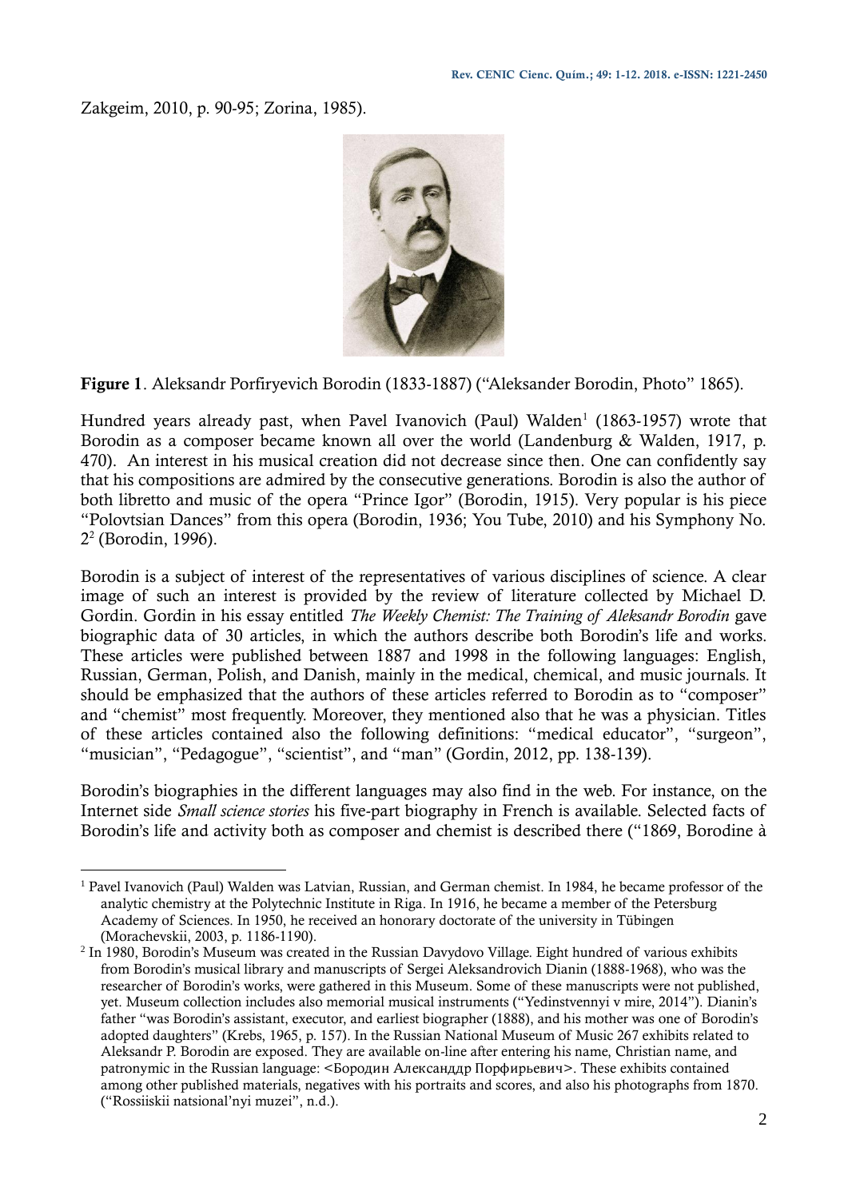Zakgeim, 2010, p. 90-95; Zorina, 1985).

**Figure 1**. Aleksandr Porfiryevich Borodin (1833-1887) ("Aleksander Borodin, Photo" 1865).

Hundred years already past, when Pavel Ivanovich (Paul) Walden[1] (1863-1957) wrote that Borodin as a composer became known all over the world (Landenburg & Walden, 1917, p. 470). An interest in his musical creation did not decrease since then. One can confidently say that his compositions are admired by the consecutive generations. Borodin is also the author of both libretto and music of the opera "Prince Igor" (Borodin, 1915). Very popular is his piece "Polovtsian Dances" from this opera (Borodin, 1936; You Tube, 2010) and his Symphony No. 2[2] (Borodin, 1996).

Borodin is a subject of interest of the representatives of various disciplines of science. A clear image of such an interest is provided by the review of literature collected by Michael D. Gordin. Gordin in his essay entitled *The Weekly Chemist: The Training of Aleksandr Borodin* gave biographic data of 30 articles, in which the authors describe both Borodin's life and works. These articles were published between 1887 and 1998 in the following languages: English, Russian, German, Polish, and Danish, mainly in the medical, chemical, and music journals. It should be emphasized that the authors of these articles referred to Borodin as to "composer" and "chemist" most frequently. Moreover, they mentioned also that he was a physician. Titles of these articles contained also the following definitions: "medical educator", "surgeon", "musician", "Pedagogue", "scientist", and "man" (Gordin, 2012, pp. 138-139).

Borodin's biographies in the different languages may also find in the web. For instance, on the Internet side *Small science stories* his five-part biography in French is available. Selected facts of Borodin's life and activity both as composer and chemist is described there ("1869, Borodine à

---

[1] Pavel Ivanovich (Paul) Walden was Latvian, Russian, and German chemist. In 1984, he became professor of the analytic chemistry at the Polytechnic Institute in Riga. In 1916, he became a member of the Petersburg Academy of Sciences. In 1950, he received an honorary doctorate of the university in Tübingen (Morachevskii, 2003, p. 1186-1190).

[2] In 1980, Borodin's Museum was created in the Russian Davydovo Village. Eight hundred of various exhibits from Borodin's musical library and manuscripts of Sergei Aleksandrovich Dianin (1888-1968), who was the researcher of Borodin's works, were gathered in this Museum. Some of these manuscripts were not published, yet. Museum collection includes also memorial musical instruments ("Yedinstvennyi v mire, 2014"). Dianin's father "was Borodin's assistant, executor, and earliest biographer (1888), and his mother was one of Borodin's adopted daughters" (Krebs, 1965, p. 157). In the Russian National Museum of Music 267 exhibits related to Aleksandr P. Borodin are exposed. They are available on-line after entering his name, Christian name, and patronymic in the Russian language: <Бородин Александдр Порфирьевич>. These exhibits contained among other published materials, negatives with his portraits and scores, and also his photographs from 1870. ("Rossiiskii natsional'nyi muzei", n.d.).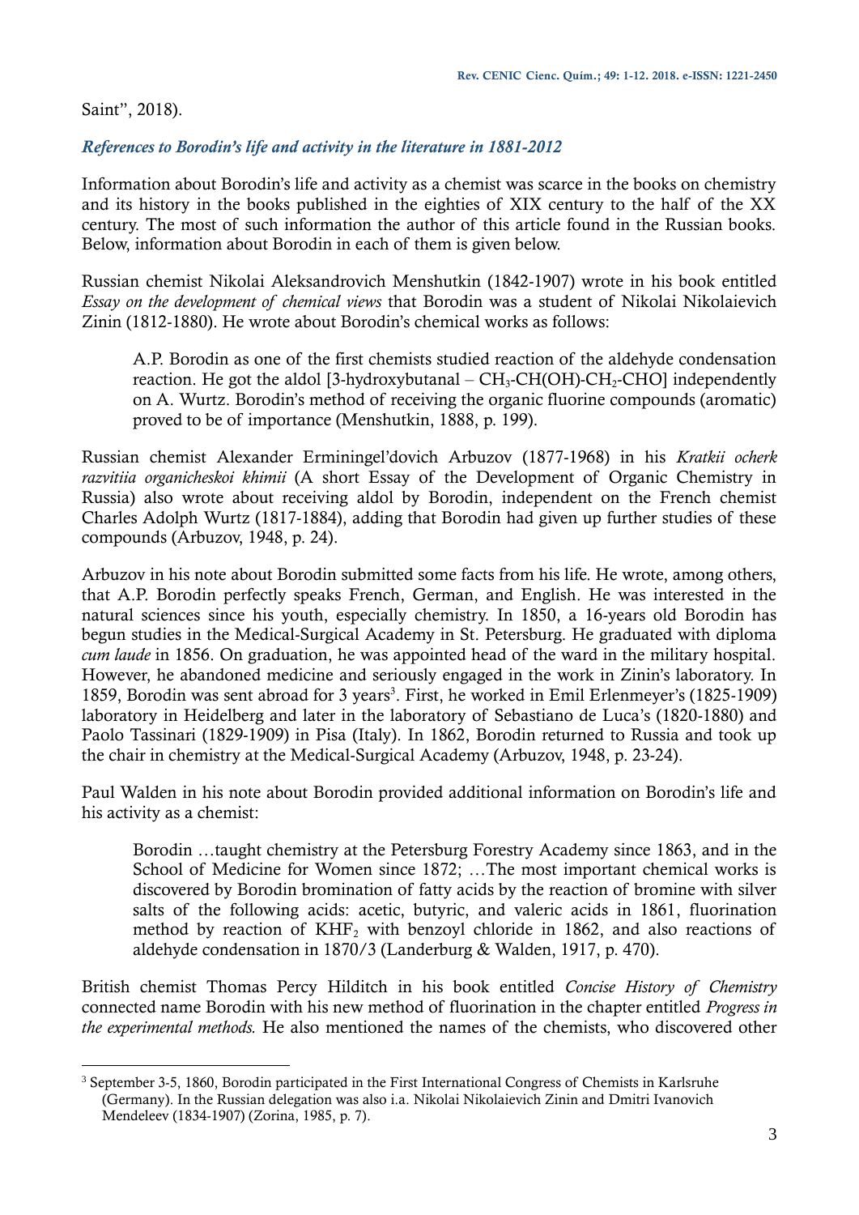Saint", 2018).

### *References to Borodin's life and activity in the literature in 1881-2012*

Information about Borodin's life and activity as a chemist was scarce in the books on chemistry and its history in the books published in the eighties of XIX century to the half of the XX century. The most of such information the author of this article found in the Russian books. Below, information about Borodin in each of them is given below.

Russian chemist Nikolai Aleksandrovich Menshutkin (1842-1907) wrote in his book entitled *Essay on the development of chemical views* that Borodin was a student of Nikolai Nikolaievich Zinin (1812-1880). He wrote about Borodin's chemical works as follows:

> A.P. Borodin as one of the first chemists studied reaction of the aldehyde condensation reaction. He got the aldol [3-hydroxybutanal – $CH_3$-CH(OH)-$CH_2$-CHO] independently on A. Wurtz. Borodin's method of receiving the organic fluorine compounds (aromatic) proved to be of importance (Menshutkin, 1888, p. 199).

Russian chemist Alexander Erminingel'dovich Arbuzov (1877-1968) in his *Kratkii ocherk razvitiia organicheskoi khimii* (A short Essay of the Development of Organic Chemistry in Russia) also wrote about receiving aldol by Borodin, independent on the French chemist Charles Adolph Wurtz (1817-1884), adding that Borodin had given up further studies of these compounds (Arbuzov, 1948, p. 24).

Arbuzov in his note about Borodin submitted some facts from his life. He wrote, among others, that A.P. Borodin perfectly speaks French, German, and English. He was interested in the natural sciences since his youth, especially chemistry. In 1850, a 16-years old Borodin has begun studies in the Medical-Surgical Academy in St. Petersburg. He graduated with diploma *cum laude* in 1856. On graduation, he was appointed head of the ward in the military hospital. However, he abandoned medicine and seriously engaged in the work in Zinin's laboratory. In 1859, Borodin was sent abroad for 3 years[3]. First, he worked in Emil Erlenmeyer's (1825-1909) laboratory in Heidelberg and later in the laboratory of Sebastiano de Luca's (1820-1880) and Paolo Tassinari (1829-1909) in Pisa (Italy). In 1862, Borodin returned to Russia and took up the chair in chemistry at the Medical-Surgical Academy (Arbuzov, 1948, p. 23-24).

Paul Walden in his note about Borodin provided additional information on Borodin's life and his activity as a chemist:

> Borodin …taught chemistry at the Petersburg Forestry Academy since 1863, and in the School of Medicine for Women since 1872; …The most important chemical works is discovered by Borodin bromination of fatty acids by the reaction of bromine with silver salts of the following acids: acetic, butyric, and valeric acids in 1861, fluorination method by reaction of $KHF_2$ with benzoyl chloride in 1862, and also reactions of aldehyde condensation in 1870/3 (Landerburg & Walden, 1917, p. 470).

British chemist Thomas Percy Hilditch in his book entitled *Concise History of Chemistry* connected name Borodin with his new method of fluorination in the chapter entitled *Progress in the experimental methods.* He also mentioned the names of the chemists, who discovered other

---

[3] September 3-5, 1860, Borodin participated in the First International Congress of Chemists in Karlsruhe (Germany). In the Russian delegation was also i.a. Nikolai Nikolaievich Zinin and Dmitri Ivanovich Mendeleev (1834-1907) (Zorina, 1985, p. 7).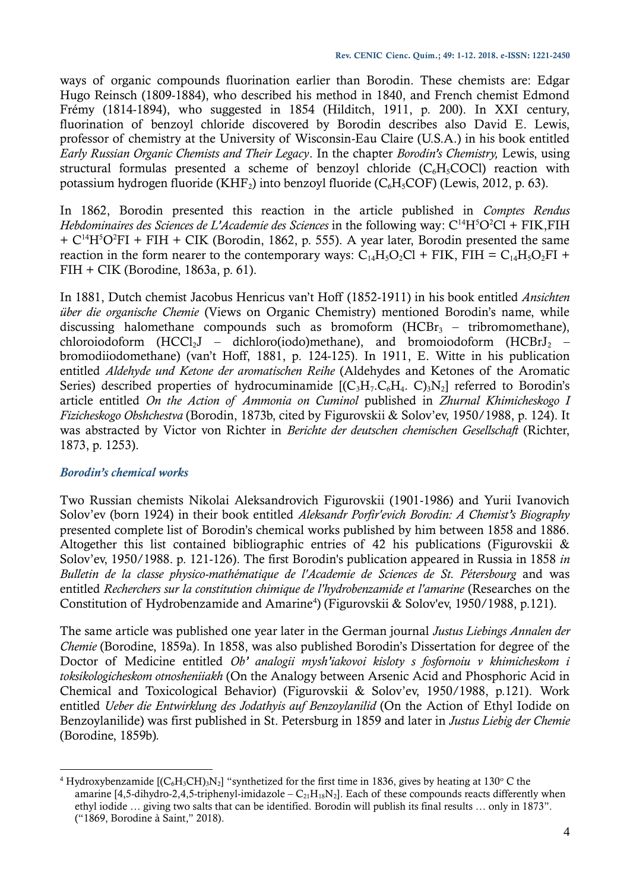ways of organic compounds fluorination earlier than Borodin. These chemists are: Edgar Hugo Reinsch (1809-1884), who described his method in 1840, and French chemist Edmond Frémy (1814-1894), who suggested in 1854 (Hilditch, 1911, p. 200). In XXI century, fluorination of benzoyl chloride discovered by Borodin describes also David E. Lewis, professor of chemistry at the University of Wisconsin-Eau Claire (U.S.A.) in his book entitled *Early Russian Organic Chemists and Their Legacy*. In the chapter *Borodin's Chemistry,* Lewis, using structural formulas presented a scheme of benzoyl chloride ($C_6H_5COCl$) reaction with potassium hydrogen fluoride ($KHF_2$) into benzoyl fluoride ($C_6H_5COF$) (Lewis, 2012, p. 63).

In 1862, Borodin presented this reaction in the article published in *Comptes Rendus Hebdominaires des Sciences de L'Academie des Sciences* in the following way: $C^{14}H^5O^2Cl$ + FIK,FIH + $C^{14}H^5O^2FI$ + FIH + CIK (Borodin, 1862, p. 555). A year later, Borodin presented the same reaction in the form nearer to the contemporary ways: $C_{14}H_5O_2Cl$ + FIK, FIH = $C_{14}H_5O_2FI$ + FIH + CIK (Borodine, 1863a, p. 61).

In 1881, Dutch chemist Jacobus Henricus van't Hoff (1852-1911) in his book entitled *Ansichten über die organische Chemie* (Views on Organic Chemistry) mentioned Borodin's name, while discussing halomethane compounds such as bromoform ($HCBr_3$ – tribromomethane), chloroiodoform ($HCCl_2J$ – dichloro(iodo)methane), and bromoiodoform ($HCBrJ_2$ – bromodiiodomethane) (van't Hoff, 1881, p. 124-125). In 1911, E. Witte in his publication entitled *Aldehyde und Ketone der aromatischen Reihe* (Aldehydes and Ketones of the Aromatic Series) described properties of hydrocuminamide [$(C_3H_7.C_6H_4.\ C)_3N_2$] referred to Borodin's article entitled *On the Action of Ammonia on Cuminol* published in *Zhurnal Khimicheskogo I Fizicheskogo Obshchestva* (Borodin, 1873b, cited by Figurovskii & Solov'ev, 1950/1988, p. 124). It was abstracted by Victor von Richter in *Berichte der deutschen chemischen Gesellschaft* (Richter, 1873, p. 1253).

### *Borodin's chemical works*

Two Russian chemists Nikolai Aleksandrovich Figurovskii (1901-1986) and Yurii Ivanovich Solov'ev (born 1924) in their book entitled *Aleksandr Porfir'evich Borodin: A Chemist's Biography* presented complete list of Borodin's chemical works published by him between 1858 and 1886. Altogether this list contained bibliographic entries of 42 his publications (Figurovskii & Solov'ev, 1950/1988. p. 121-126). The first Borodin's publication appeared in Russia in 1858 *in Bulletin de la classe physico-mathématique de l'Academie de Sciences de St. Pétersbourg* and was entitled *Recherchers sur la constitution chimique de l'hydrobenzamide et l'amarine* (Researches on the Constitution of Hydrobenzamide and Amarine[4]) (Figurovskii & Solov'ev, 1950/1988, p.121).

The same article was published one year later in the German journal *Justus Liebings Annalen der Chemie* (Borodine, 1859a). In 1858, was also published Borodin's Dissertation for degree of the Doctor of Medicine entitled *Ob' analogii mysh'iakovoi kisloty s fosfornoiu v khimicheskom i toksikologicheskom otnosheniiakh* (On the Analogy between Arsenic Acid and Phosphoric Acid in Chemical and Toxicological Behavior) (Figurovskii & Solov'ev, 1950/1988, p.121). Work entitled *Ueber die Entwirklung des Jodathyis auf Benzoylanilid* (On the Action of Ethyl Iodide on Benzoylanilide) was first published in St. Petersburg in 1859 and later in *Justus Liebig der Chemie* (Borodine, 1859b).

---

[4] Hydroxybenzamide [$(C_6H_5CH)_3N_2$] "synthetized for the first time in 1836, gives by heating at 130° C the amarine [4,5-dihydro-2,4,5-triphenyl-imidazole – $C_{21}H_{18}N_2$]. Each of these compounds reacts differently when ethyl iodide … giving two salts that can be identified. Borodin will publish its final results … only in 1873". ("1869, Borodine à Saint," 2018).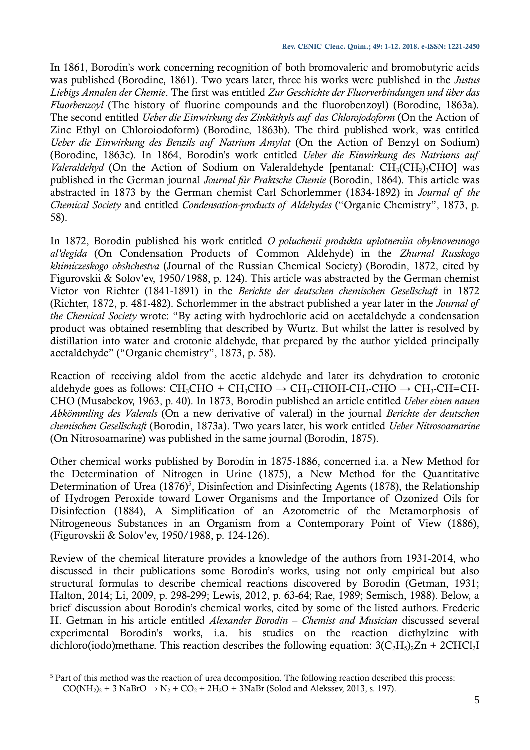In 1861, Borodin's work concerning recognition of both bromovaleric and bromobutyric acids was published (Borodine, 1861). Two years later, three his works were published in the *Justus Liebigs Annalen der Chemie*. The first was entitled *Zur Geschichte der Fluorverbindungen und über das Fluorbenzoyl* (The history of fluorine compounds and the fluorobenzoyl) (Borodine, 1863a). The second entitled *Ueber die Einwirkung des Zinkäthyls auf das Chlorojodoform* (On the Action of Zinc Ethyl on Chloroiodoform) (Borodine, 1863b). The third published work, was entitled *Ueber die Einwirkung des Benzils auf Natrium Amylat* (On the Action of Benzyl on Sodium) (Borodine, 1863c). In 1864, Borodin's work entitled *Ueber die Einwirkung des Natriums auf Valeraldehyd* (On the Action of Sodium on Valeraldehyde [pentanal: $CH_3(CH_2)_3CHO$] was published in the German journal *Journal für Praktsche Chemie* (Borodin, 1864). This article was abstracted in 1873 by the German chemist Carl Schorlemmer (1834-1892) in *Journal of the Chemical Society* and entitled *Condensation-products of Aldehydes* ("Organic Chemistry", 1873, p. 58).

In 1872, Borodin published his work entitled *O poluchenii produkta uplotneniia obyknovennogo al'degida* (On Condensation Products of Common Aldehyde) in the *Zhurnal Russkogo khimiczeskogo obshchestva* (Journal of the Russian Chemical Society) (Borodin, 1872, cited by Figurovskii & Solov'ev, 1950/1988, p. 124). This article was abstracted by the German chemist Victor von Richter (1841-1891) in the *Berichte der deutschen chemischen Gesellschaft* in 1872 (Richter, 1872, p. 481-482). Schorlemmer in the abstract published a year later in the *Journal of the Chemical Society* wrote: "By acting with hydrochloric acid on acetaldehyde a condensation product was obtained resembling that described by Wurtz. But whilst the latter is resolved by distillation into water and crotonic aldehyde, that prepared by the author yielded principally acetaldehyde" ("Organic chemistry", 1873, p. 58).

Reaction of receiving aldol from the acetic aldehyde and later its dehydration to crotonic aldehyde goes as follows: $CH_3CHO + CH_3CHO \rightarrow CH_3\text{-}CHOH\text{-}CH_2\text{-}CHO \rightarrow CH_3\text{-}CH{=}CH\text{-}CHO$ (Musabekov, 1963, p. 40). In 1873, Borodin published an article entitled *Ueber einen nauen Abkömmling des Valerals* (On a new derivative of valeral) in the journal *Berichte der deutschen chemischen Gesellschaft* (Borodin, 1873a). Two years later, his work entitled *Ueber Nitrosoamarine* (On Nitrosoamarine) was published in the same journal (Borodin, 1875).

Other chemical works published by Borodin in 1875-1886, concerned i.a. a New Method for the Determination of Nitrogen in Urine (1875), a New Method for the Quantitative Determination of Urea (1876)[5], Disinfection and Disinfecting Agents (1878), the Relationship of Hydrogen Peroxide toward Lower Organisms and the Importance of Ozonized Oils for Disinfection (1884), A Simplification of an Azotometric of the Metamorphosis of Nitrogeneous Substances in an Organism from a Contemporary Point of View (1886), (Figurovskii & Solov'ev, 1950/1988, p. 124-126).

Review of the chemical literature provides a knowledge of the authors from 1931-2014, who discussed in their publications some Borodin's works, using not only empirical but also structural formulas to describe chemical reactions discovered by Borodin (Getman, 1931; Halton, 2014; Li, 2009, p. 298-299; Lewis, 2012, p. 63-64; Rae, 1989; Semisch, 1988). Below, a brief discussion about Borodin's chemical works, cited by some of the listed authors. Frederic H. Getman in his article entitled *Alexander Borodin – Chemist and Musician* discussed several experimental Borodin's works, i.a. his studies on the reaction diethylzinc with dichloro(iodo)methane. This reaction describes the following equation: $3(C_2H_5)_2Zn + 2CHCl_2I$

---

[5] Part of this method was the reaction of urea decomposition. The following reaction described this process: $CO(NH_2)_2 + 3\ NaBrO \rightarrow N_2 + CO_2 + 2H_2O + 3NaBr$ (Solod and Alekssev, 2013, s. 197).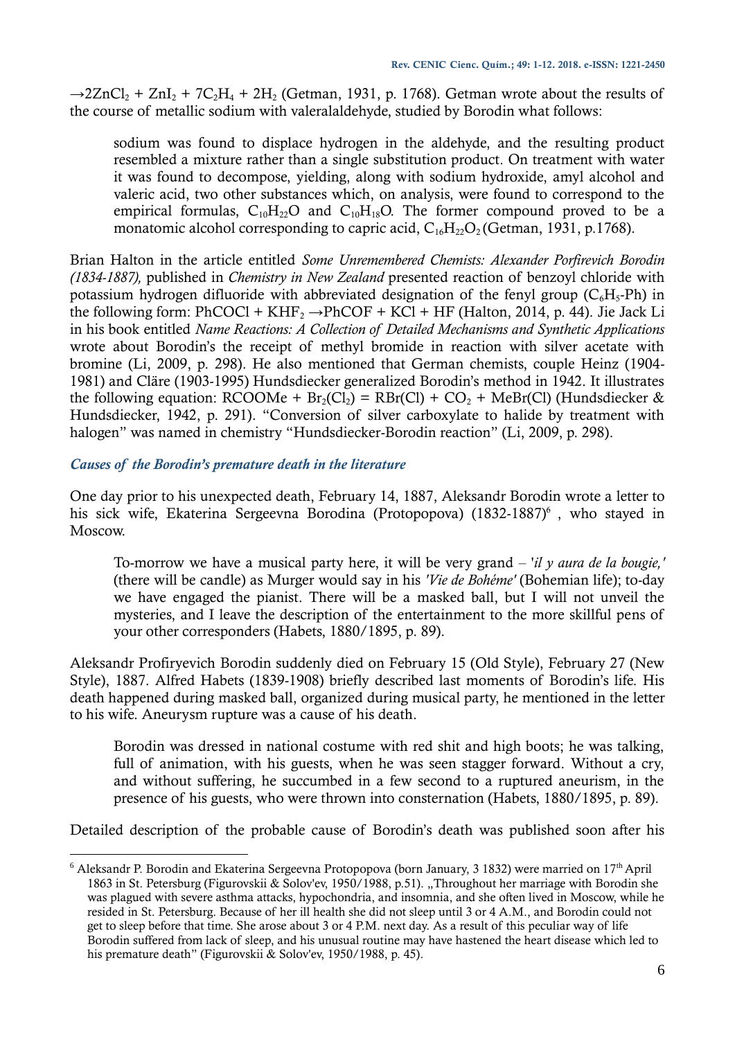$\rightarrow 2ZnCl_2 + ZnI_2 + 7C_2H_4 + 2H_2$ (Getman, 1931, p. 1768). Getman wrote about the results of the course of metallic sodium with valeralaldehyde, studied by Borodin what follows:

> sodium was found to displace hydrogen in the aldehyde, and the resulting product resembled a mixture rather than a single substitution product. On treatment with water it was found to decompose, yielding, along with sodium hydroxide, amyl alcohol and valeric acid, two other substances which, on analysis, were found to correspond to the empirical formulas, $C_{10}H_{22}O$ and $C_{10}H_{18}O$. The former compound proved to be a monatomic alcohol corresponding to capric acid, $C_{16}H_{22}O_2$ (Getman, 1931, p.1768).

Brian Halton in the article entitled *Some Unremembered Chemists: Alexander Porfirevich Borodin (1834-1887),* published in *Chemistry in New Zealand* presented reaction of benzoyl chloride with potassium hydrogen difluoride with abbreviated designation of the fenyl group ($C_6H_5$-Ph) in the following form: $PhCOCl + KHF_2 \rightarrow PhCOF + KCl + HF$ (Halton, 2014, p. 44). Jie Jack Li in his book entitled *Name Reactions: A Collection of Detailed Mechanisms and Synthetic Applications* wrote about Borodin's the receipt of methyl bromide in reaction with silver acetate with bromine (Li, 2009, p. 298). He also mentioned that German chemists, couple Heinz (1904-1981) and Cläre (1903-1995) Hundsdiecker generalized Borodin's method in 1942. It illustrates the following equation: $RCOOMe + Br_2(Cl_2) = RBr(Cl) + CO_2 + MeBr(Cl)$ (Hundsdiecker & Hundsdiecker, 1942, p. 291). "Conversion of silver carboxylate to halide by treatment with halogen" was named in chemistry "Hundsdiecker-Borodin reaction" (Li, 2009, p. 298).

### *Causes of the Borodin's premature death in the literature*

One day prior to his unexpected death, February 14, 1887, Aleksandr Borodin wrote a letter to his sick wife, Ekaterina Sergeevna Borodina (Protopopova) (1832-1887)[6] , who stayed in Moscow.

> To-morrow we have a musical party here, it will be very grand – '*il y aura de la bougie,*' (there will be candle) as Murger would say in his *'Vie de Bohéme'* (Bohemian life); to-day we have engaged the pianist. There will be a masked ball, but I will not unveil the mysteries, and I leave the description of the entertainment to the more skillful pens of your other correspondents (Habets, 1880/1895, p. 89).

Aleksandr Profiryevich Borodin suddenly died on February 15 (Old Style), February 27 (New Style), 1887. Alfred Habets (1839-1908) briefly described last moments of Borodin's life. His death happened during masked ball, organized during musical party, he mentioned in the letter to his wife. Aneurysm rupture was a cause of his death.

> Borodin was dressed in national costume with red shit and high boots; he was talking, full of animation, with his guests, when he was seen stagger forward. Without a cry, and without suffering, he succumbed in a few second to a ruptured aneurism, in the presence of his guests, who were thrown into consternation (Habets, 1880/1895, p. 89).

Detailed description of the probable cause of Borodin's death was published soon after his

---

[6] Aleksandr P. Borodin and Ekaterina Sergeevna Protopopova (born January, 3 1832) were married on 17th April 1863 in St. Petersburg (Figurovskii & Solov'ev, 1950/1988, p.51). „Throughout her marriage with Borodin she was plagued with severe asthma attacks, hypochondria, and insomnia, and she often lived in Moscow, while he resided in St. Petersburg. Because of her ill health she did not sleep until 3 or 4 A.M., and Borodin could not get to sleep before that time. She arose about 3 or 4 P.M. next day. As a result of this peculiar way of life Borodin suffered from lack of sleep, and his unusual routine may have hastened the heart disease which led to his premature death" (Figurovskii & Solov'ev, 1950/1988, p. 45).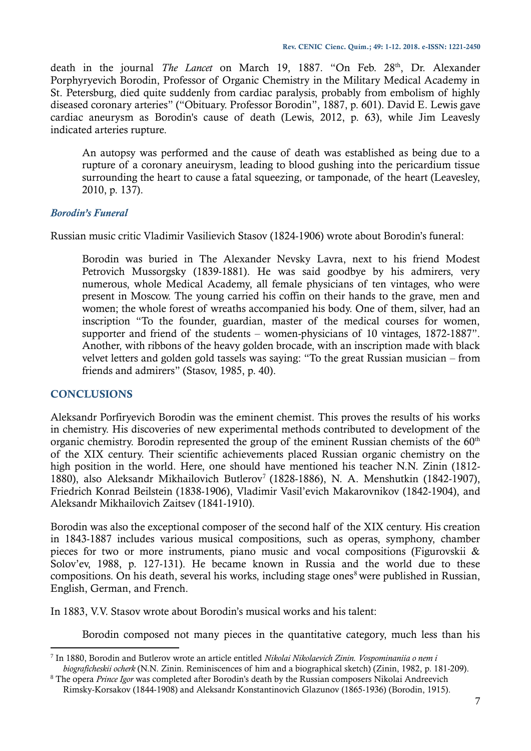death in the journal *The Lancet* on March 19, 1887. "On Feb. 28th, Dr. Alexander Porphyryevich Borodin, Professor of Organic Chemistry in the Military Medical Academy in St. Petersburg, died quite suddenly from cardiac paralysis, probably from embolism of highly diseased coronary arteries" ("Obituary. Professor Borodin", 1887, p. 601). David E. Lewis gave cardiac aneurysm as Borodin's cause of death (Lewis, 2012, p. 63), while Jim Leavesly indicated arteries rupture.

> An autopsy was performed and the cause of death was established as being due to a rupture of a coronary aneuirysm, leading to blood gushing into the pericardium tissue surrounding the heart to cause a fatal squeezing, or tamponade, of the heart (Leavesley, 2010, p. 137).

### *Borodin's Funeral*

Russian music critic Vladimir Vasilievich Stasov (1824-1906) wrote about Borodin's funeral:

> Borodin was buried in The Alexander Nevsky Lavra, next to his friend Modest Petrovich Mussorgsky (1839-1881). He was said goodbye by his admirers, very numerous, whole Medical Academy, all female physicians of ten vintages, who were present in Moscow. The young carried his coffin on their hands to the grave, men and women; the whole forest of wreaths accompanied his body. One of them, silver, had an inscription "To the founder, guardian, master of the medical courses for women, supporter and friend of the students – women-physicians of 10 vintages, 1872-1887". Another, with ribbons of the heavy golden brocade, with an inscription made with black velvet letters and golden gold tassels was saying: "To the great Russian musician – from friends and admirers" (Stasov, 1985, p. 40).

## CONCLUSIONS

Aleksandr Porfiryevich Borodin was the eminent chemist. This proves the results of his works in chemistry. His discoveries of new experimental methods contributed to development of the organic chemistry. Borodin represented the group of the eminent Russian chemists of the 60th of the XIX century. Their scientific achievements placed Russian organic chemistry on the high position in the world. Here, one should have mentioned his teacher N.N. Zinin (1812-1880), also Aleksandr Mikhailovich Butlerov[7] (1828-1886), N. A. Menshutkin (1842-1907), Friedrich Konrad Beilstein (1838-1906), Vladimir Vasil'evich Makarovnikov (1842-1904), and Aleksandr Mikhailovich Zaitsev (1841-1910).

Borodin was also the exceptional composer of the second half of the XIX century. His creation in 1843-1887 includes various musical compositions, such as operas, symphony, chamber pieces for two or more instruments, piano music and vocal compositions (Figurovskii & Solov'ev, 1988, p. 127-131). He became known in Russia and the world due to these compositions. On his death, several his works, including stage ones[8] were published in Russian, English, German, and French.

In 1883, V.V. Stasov wrote about Borodin's musical works and his talent:

> Borodin composed not many pieces in the quantitative category, much less than his

---

[7] In 1880, Borodin and Butlerov wrote an article entitled *Nikolai Nikolaevich Zinin. Vospominaniia o nem i biograficheskii ocherk* (N.N. Zinin. Reminiscences of him and a biographical sketch) (Zinin, 1982, p. 181-209).

[8] The opera *Prince Igor* was completed after Borodin's death by the Russian composers Nikolai Andreevich Rimsky-Korsakov (1844-1908) and Aleksandr Konstantinovich Glazunov (1865-1936) (Borodin, 1915).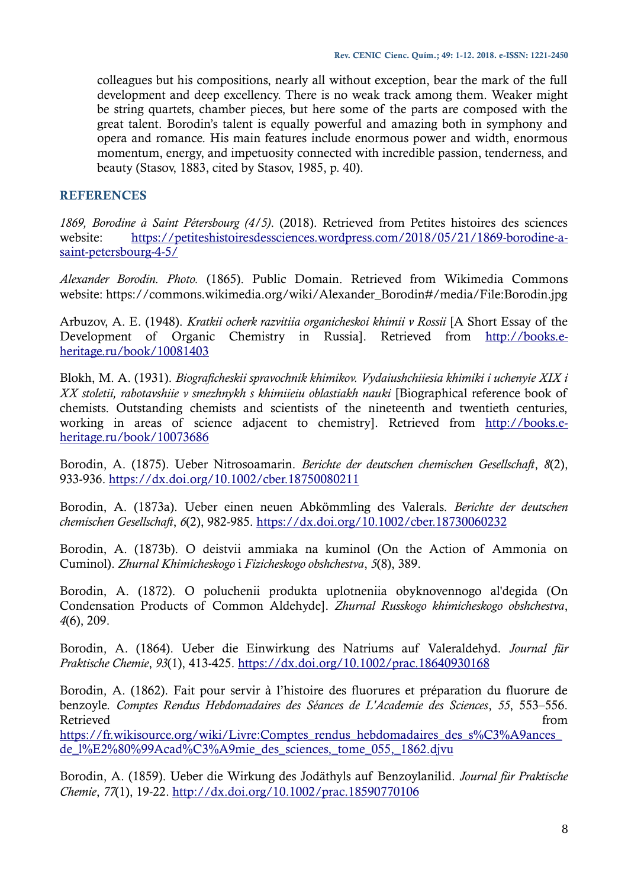colleagues but his compositions, nearly all without exception, bear the mark of the full development and deep excellency. There is no weak track among them. Weaker might be string quartets, chamber pieces, but here some of the parts are composed with the great talent. Borodin's talent is equally powerful and amazing both in symphony and opera and romance. His main features include enormous power and width, enormous momentum, energy, and impetuosity connected with incredible passion, tenderness, and beauty (Stasov, 1883, cited by Stasov, 1985, p. 40).

## REFERENCES

*1869, Borodine à Saint Pétersbourg (4/5).* (2018). Retrieved from Petites histoires des sciences website: https://petiteshistoiresdessciences.wordpress.com/2018/05/21/1869-borodine-a-saint-petersbourg-4-5/

*Alexander Borodin. Photo.* (1865). Public Domain. Retrieved from Wikimedia Commons website: https://commons.wikimedia.org/wiki/Alexander_Borodin#/media/File:Borodin.jpg

Arbuzov, A. E. (1948). *Kratkii ocherk razvitiia organicheskoi khimii v Rossii* [A Short Essay of the Development of Organic Chemistry in Russia]. Retrieved from http://books.e-heritage.ru/book/10081403

Blokh, M. A. (1931). *Biograficheskii spravochnik khimikov. Vydaiushchiiesia khimiki i uchenyie XIX i XX stoletii, rabotavshiie v smezhnykh s khimiieiu oblastiakh nauki* [Biographical reference book of chemists. Outstanding chemists and scientists of the nineteenth and twentieth centuries, working in areas of science adjacent to chemistry]. Retrieved from http://books.e-heritage.ru/book/10073686

Borodin, A. (1875). Ueber Nitrosoamarin. *Berichte der deutschen chemischen Gesellschaft*, *8*(2), 933-936. https://dx.doi.org/10.1002/cber.18750080211

Borodin, A. (1873a). Ueber einen neuen Abkömmling des Valerals. *Berichte der deutschen chemischen Gesellschaft*, *6*(2), 982-985. https://dx.doi.org/10.1002/cber.18730060232

Borodin, A. (1873b). O deistvii ammiaka na kuminol (On the Action of Ammonia on Cuminol). *Zhurnal Khimicheskogo* i *Fizicheskogo obshchestva*, *5*(8), 389.

Borodin, A. (1872). O poluchenii produkta uplotneniia obyknovennogo al'degida (On Condensation Products of Common Aldehyde]. *Zhurnal Russkogo khimicheskogo obshchestva*, *4*(6), 209.

Borodin, A. (1864). Ueber die Einwirkung des Natriums auf Valeraldehyd. *Journal für Praktische Chemie*, *93*(1), 413-425. https://dx.doi.org/10.1002/prac.18640930168

Borodin, A. (1862). Fait pour servir à l'histoire des fluorures et préparation du fluorure de benzoyle. *Comptes Rendus Hebdomadaires des Séances de L'Academie des Sciences*, *55*, 553–556. Retrieved from https://fr.wikisource.org/wiki/Livre:Comptes_rendus_hebdomadaires_des_s%C3%A9ances_de_l%E2%80%99Acad%C3%A9mie_des_sciences,_tome_055,_1862.djvu

Borodin, A. (1859). Ueber die Wirkung des Jodäthyls auf Benzoylanilid. *Journal für Praktische Chemie*, *77*(1), 19-22. http://dx.doi.org/10.1002/prac.18590770106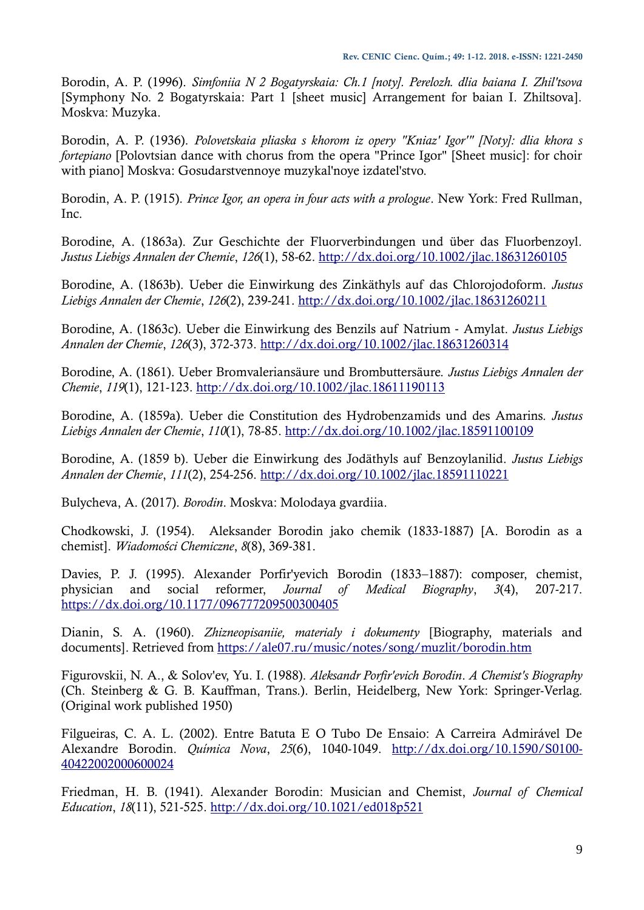Borodin, A. P. (1996). *Simfoniia N 2 Bogatyrskaia: Ch.1 [noty]. Perelozh. dlia baiana I. Zhil'tsova* [Symphony No. 2 Bogatyrskaia: Part 1 [sheet music] Arrangement for baian I. Zhiltsova]. Moskva: Muzyka.

Borodin, A. P. (1936). *Polovetskaia pliaska s khorom iz opery "Kniaz' Igor'" [Noty]: dlia khora s fortepiano* [Polovtsian dance with chorus from the opera "Prince Igor" [Sheet music]: for choir with piano] Moskva: Gosudarstvennoye muzykal'noye izdatel'stvo.

Borodin, A. P. (1915). *Prince Igor, an opera in four acts with a prologue*. New York: Fred Rullman, Inc.

Borodine, A. (1863a). Zur Geschichte der Fluorverbindungen und über das Fluorbenzoyl. *Justus Liebigs Annalen der Chemie*, *126*(1), 58-62. http://dx.doi.org/10.1002/jlac.18631260105

Borodine, A. (1863b). Ueber die Einwirkung des Zinkäthyls auf das Chlorojodoform. *Justus Liebigs Annalen der Chemie*, *126*(2), 239-241. http://dx.doi.org/10.1002/jlac.18631260211

Borodine, A. (1863c). Ueber die Einwirkung des Benzils auf Natrium - Amylat. *Justus Liebigs Annalen der Chemie*, *126*(3), 372-373. http://dx.doi.org/10.1002/jlac.18631260314

Borodine, A. (1861). Ueber Bromvaleriansäure und Brombuttersäure. *Justus Liebigs Annalen der Chemie*, *119*(1), 121-123. http://dx.doi.org/10.1002/jlac.18611190113

Borodine, A. (1859a). Ueber die Constitution des Hydrobenzamids und des Amarins. *Justus Liebigs Annalen der Chemie*, *110*(1), 78-85. http://dx.doi.org/10.1002/jlac.18591100109

Borodine, A. (1859 b). Ueber die Einwirkung des Jodäthyls auf Benzoylanilid. *Justus Liebigs Annalen der Chemie*, *111*(2), 254-256. http://dx.doi.org/10.1002/jlac.18591110221

Bulycheva, A. (2017). *Borodin*. Moskva: Molodaya gvardiia.

Chodkowski, J. (1954). Aleksander Borodin jako chemik (1833-1887) [A. Borodin as a chemist]. *Wiadomości Chemiczne*, *8*(8), 369-381.

Davies, P. J. (1995). Alexander Porfir'yevich Borodin (1833–1887): composer, chemist, physician and social reformer, *Journal of Medical Biography*, *3*(4), 207-217. https://dx.doi.org/10.1177/096777209500300405

Dianin, S. A. (1960). *Zhizneopisaniie, materialy i dokumenty* [Biography, materials and documents]. Retrieved from https://ale07.ru/music/notes/song/muzlit/borodin.htm

Figurovskii, N. A., & Solov'ev, Yu. I. (1988). *Aleksandr Porfir'evich Borodin*. *A Chemist's Biography* (Ch. Steinberg & G. B. Kauffman, Trans.). Berlin, Heidelberg, New York: Springer-Verlag. (Original work published 1950)

Filgueiras, C. A. L. (2002). Entre Batuta E O Tubo De Ensaio: A Carreira Admirável De Alexandre Borodin. *Química Nova*, *25*(6), 1040-1049. http://dx.doi.org/10.1590/S0100-40422002000600024

Friedman, H. B. (1941). Alexander Borodin: Musician and Chemist, *Journal of Chemical Education*, *18*(11), 521-525. http://dx.doi.org/10.1021/ed018p521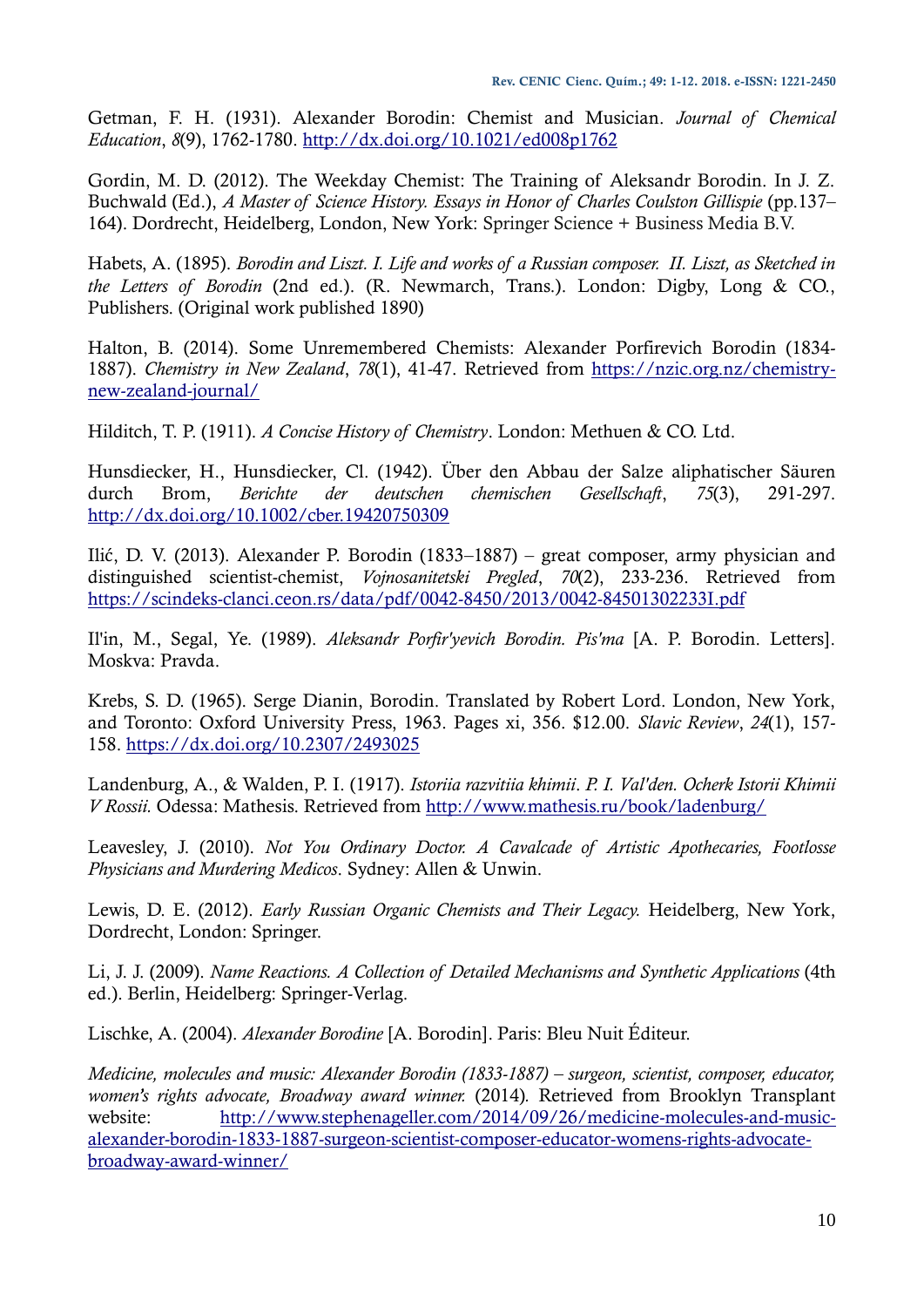Getman, F. H. (1931). Alexander Borodin: Chemist and Musician. *Journal of Chemical Education*, *8*(9), 1762-1780. http://dx.doi.org/10.1021/ed008p1762

Gordin, M. D. (2012). The Weekday Chemist: The Training of Aleksandr Borodin. In J. Z. Buchwald (Ed.), *A Master of Science History. Essays in Honor of Charles Coulston Gillispie* (pp.137–164). Dordrecht, Heidelberg, London, New York: Springer Science + Business Media B.V.

Habets, A. (1895). *Borodin and Liszt. I. Life and works of a Russian composer. II. Liszt, as Sketched in the Letters of Borodin* (2nd ed.). (R. Newmarch, Trans.). London: Digby, Long & CO., Publishers. (Original work published 1890)

Halton, B. (2014). Some Unremembered Chemists: Alexander Porfirevich Borodin (1834-1887). *Chemistry in New Zealand*, *78*(1), 41-47. Retrieved from https://nzic.org.nz/chemistry-new-zealand-journal/

Hilditch, T. P. (1911). *A Concise History of Chemistry*. London: Methuen & CO. Ltd.

Hunsdiecker, H., Hunsdiecker, Cl. (1942). Über den Abbau der Salze aliphatischer Säuren durch Brom, *Berichte der deutschen chemischen Gesellschaft*, *75*(3), 291-297. http://dx.doi.org/10.1002/cber.19420750309

Ilić, D. V. (2013). Alexander P. Borodin (1833–1887) – great composer, army physician and distinguished scientist-chemist, *Vojnosanitetski Pregled*, *70*(2), 233-236. Retrieved from https://scindeks-clanci.ceon.rs/data/pdf/0042-8450/2013/0042-84501302233I.pdf

Il'in, M., Segal, Ye. (1989). *Aleksandr Porfir'yevich Borodin. Pis'ma* [A. P. Borodin. Letters]. Moskva: Pravda.

Krebs, S. D. (1965). Serge Dianin, Borodin. Translated by Robert Lord. London, New York, and Toronto: Oxford University Press, 1963. Pages xi, 356. $12.00. *Slavic Review*, *24*(1), 157-158. https://dx.doi.org/10.2307/2493025

Landenburg, A., & Walden, P. I. (1917). *Istoriia razvitiia khimii*. *P. I. Val'den. Ocherk Istorii Khimii V Rossii.* Odessa: Mathesis. Retrieved from http://www.mathesis.ru/book/ladenburg/

Leavesley, J. (2010). *Not You Ordinary Doctor. A Cavalcade of Artistic Apothecaries, Footlosse Physicians and Murdering Medicos*. Sydney: Allen & Unwin.

Lewis, D. E. (2012). *Early Russian Organic Chemists and Their Legacy.* Heidelberg, New York, Dordrecht, London: Springer.

Li, J. J. (2009). *Name Reactions. A Collection of Detailed Mechanisms and Synthetic Applications* (4th ed.). Berlin, Heidelberg: Springer-Verlag.

Lischke, A. (2004). *Alexander Borodine* [A. Borodin]. Paris: Bleu Nuit Éditeur.

*Medicine, molecules and music: Alexander Borodin (1833-1887) – surgeon, scientist, composer, educator, women's rights advocate, Broadway award winner.* (2014). Retrieved from Brooklyn Transplant website: http://www.stephenageller.com/2014/09/26/medicine-molecules-and-music-alexander-borodin-1833-1887-surgeon-scientist-composer-educator-womens-rights-advocate-broadway-award-winner/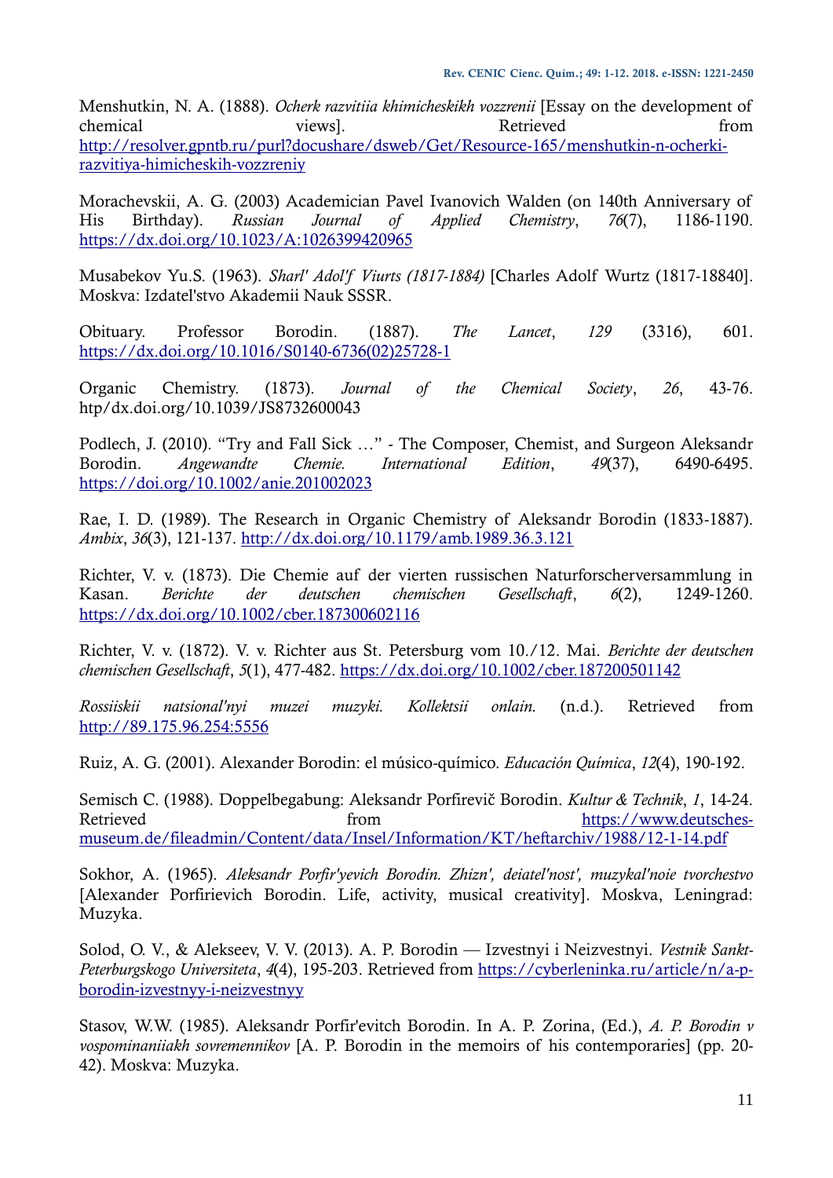Menshutkin, N. A. (1888). *Ocherk razvitiia khimicheskikh vozzrenii* [Essay on the development of chemical views]. Retrieved from http://resolver.gpntb.ru/purl?docushare/dsweb/Get/Resource-165/menshutkin-n-ocherki-razvitiya-himicheskih-vozzreniy

Morachevskii, A. G. (2003) Academician Pavel Ivanovich Walden (on 140th Anniversary of His Birthday). *Russian Journal of Applied Chemistry*, *76*(7), 1186-1190. https://dx.doi.org/10.1023/A:1026399420965

Musabekov Yu.S. (1963). *Sharl' Adol'f Viurts (1817-1884)* [Charles Adolf Wurtz (1817-18840]. Moskva: Izdatel'stvo Akademii Nauk SSSR.

Obituary. Professor Borodin. (1887). *The Lancet*, *129* (3316), 601. https://dx.doi.org/10.1016/S0140-6736(02)25728-1

Organic Chemistry. (1873). *Journal of the Chemical Society*, *26*, 43-76. htp/dx.doi.org/10.1039/JS8732600043

Podlech, J. (2010). "Try and Fall Sick …" - The Composer, Chemist, and Surgeon Aleksandr Borodin. *Angewandte Chemie. International Edition*, *49*(37), 6490-6495. https://doi.org/10.1002/anie.201002023

Rae, I. D. (1989). The Research in Organic Chemistry of Aleksandr Borodin (1833-1887). *Ambix*, *36*(3), 121-137. http://dx.doi.org/10.1179/amb.1989.36.3.121

Richter, V. v. (1873). Die Chemie auf der vierten russischen Naturforscherversammlung in Kasan. *Berichte der deutschen chemischen Gesellschaft*, *6*(2), 1249-1260. https://dx.doi.org/10.1002/cber.187300602116

Richter, V. v. (1872). V. v. Richter aus St. Petersburg vom 10./12. Mai. *Berichte der deutschen chemischen Gesellschaft*, *5*(1), 477-482. https://dx.doi.org/10.1002/cber.187200501142

*Rossiiskii natsional'nyi muzei muzyki. Kollektsii onlain.* (n.d.). Retrieved from http://89.175.96.254:5556

Ruiz, A. G. (2001). Alexander Borodin: el músico-químico. *Educación Química*, *12*(4), 190-192.

Semisch C. (1988). Doppelbegabung: Aleksandr Porfirevič Borodin. *Kultur & Technik*, *1*, 14-24. Retrieved from https://www.deutsches-museum.de/fileadmin/Content/data/Insel/Information/KT/heftarchiv/1988/12-1-14.pdf

Sokhor, A. (1965). *Aleksandr Porfir'yevich Borodin. Zhizn', deiatel'nost', muzykal'noie tvorchestvo* [Alexander Porfirievich Borodin. Life, activity, musical creativity]. Moskva, Leningrad: Muzyka.

Solod, O. V., & Alekseev, V. V. (2013). A. P. Borodin — Izvestnyi i Neizvestnyi. *Vestnik Sankt-Peterburgskogo Universiteta*, *4*(4), 195-203. Retrieved from https://cyberleninka.ru/article/n/a-p-borodin-izvestnyy-i-neizvestnyy

Stasov, W.W. (1985). Aleksandr Porfir'evitch Borodin. In A. P. Zorina, (Ed.), *A. P. Borodin v vospominaniiakh sovremennikov* [A. P. Borodin in the memoirs of his contemporaries] (pp. 20-42). Moskva: Muzyka.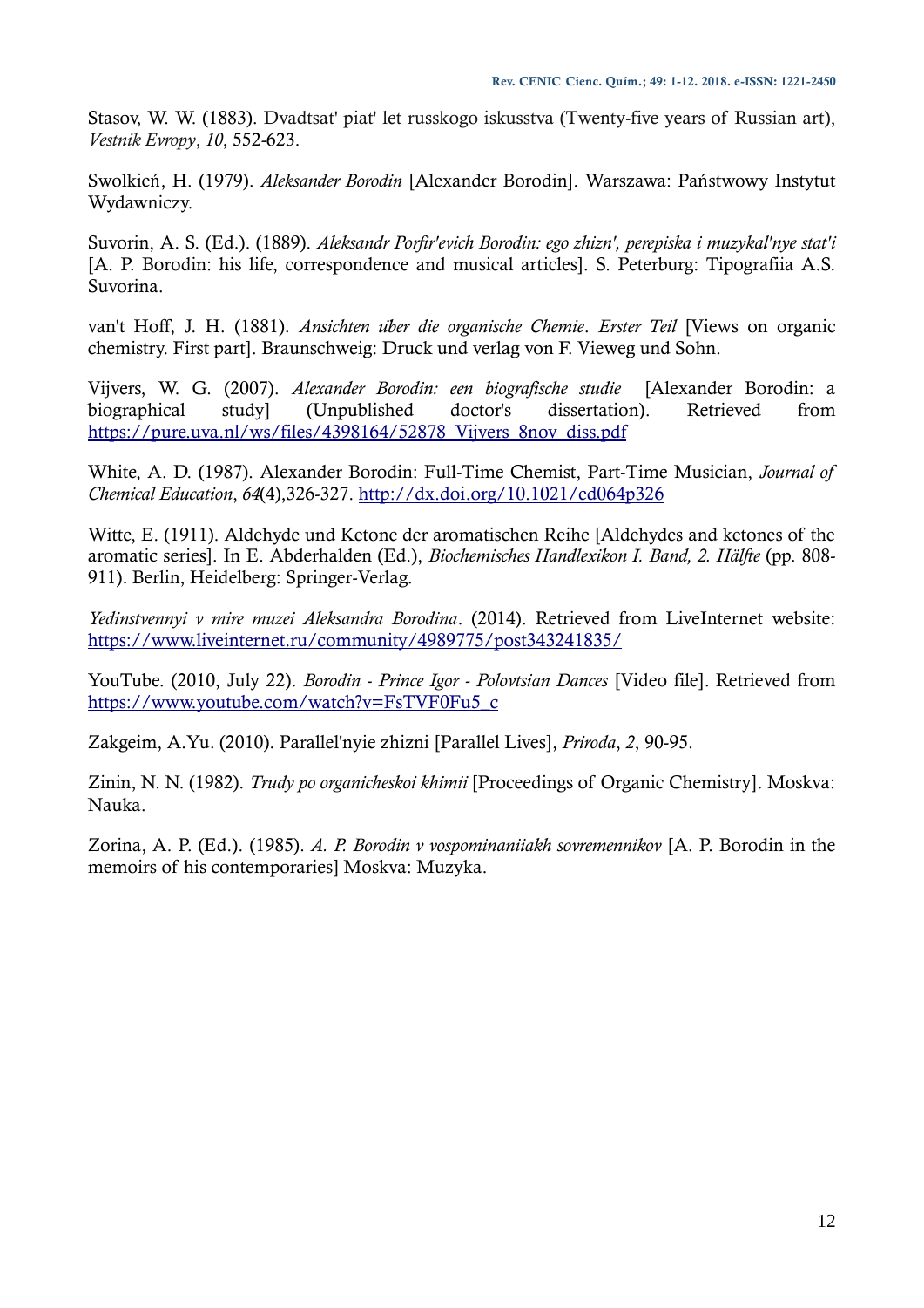Stasov, W. W. (1883). Dvadtsat' piat' let russkogo iskusstva (Twenty-five years of Russian art), *Vestnik Evropy*, *10*, 552-623.

Swolkień, H. (1979). *Aleksander Borodin* [Alexander Borodin]. Warszawa: Państwowy Instytut Wydawniczy.

Suvorin, A. S. (Ed.). (1889). *Aleksandr Porfir'evich Borodin: ego zhizn', perepiska i muzykal'nye stat'i* [A. P. Borodin: his life, correspondence and musical articles]. S. Peterburg: Tipografiia A.S. Suvorina.

van't Hoff, J. H. (1881). *Ansichten über die organische Chemie*. *Erster Teil* [Views on organic chemistry. First part]. Braunschweig: Druck und verlag von F. Vieweg und Sohn.

Vijvers, W. G. (2007). *Alexander Borodin: een biografische studie* [Alexander Borodin: a biographical study] (Unpublished doctor's dissertation). Retrieved from https://pure.uva.nl/ws/files/4398164/52878_Vijvers_8nov_diss.pdf

White, A. D. (1987). Alexander Borodin: Full-Time Chemist, Part-Time Musician, *Journal of Chemical Education*, *64*(4),326-327. http://dx.doi.org/10.1021/ed064p326

Witte, E. (1911). Aldehyde und Ketone der aromatischen Reihe [Aldehydes and ketones of the aromatic series]. In E. Abderhalden (Ed.), *Biochemisches Handlexikon I. Band, 2. Hälfte* (pp. 808-911). Berlin, Heidelberg: Springer-Verlag.

*Yedinstvennyi v mire muzei Aleksandra Borodina*. (2014). Retrieved from LiveInternet website: https://www.liveinternet.ru/community/4989775/post343241835/

YouTube. (2010, July 22). *Borodin - Prince Igor - Polovtsian Dances* [Video file]. Retrieved from https://www.youtube.com/watch?v=FsTVF0Fu5_c

Zakgeim, A.Yu. (2010). Parallel'nyie zhizni [Parallel Lives], *Priroda*, *2*, 90-95.

Zinin, N. N. (1982). *Trudy po organicheskoi khimii* [Proceedings of Organic Chemistry]. Moskva: Nauka.

Zorina, A. P. (Ed.). (1985). *A. P. Borodin v vospominaniiakh sovremennikov* [A. P. Borodin in the memoirs of his contemporaries] Moskva: Muzyka.